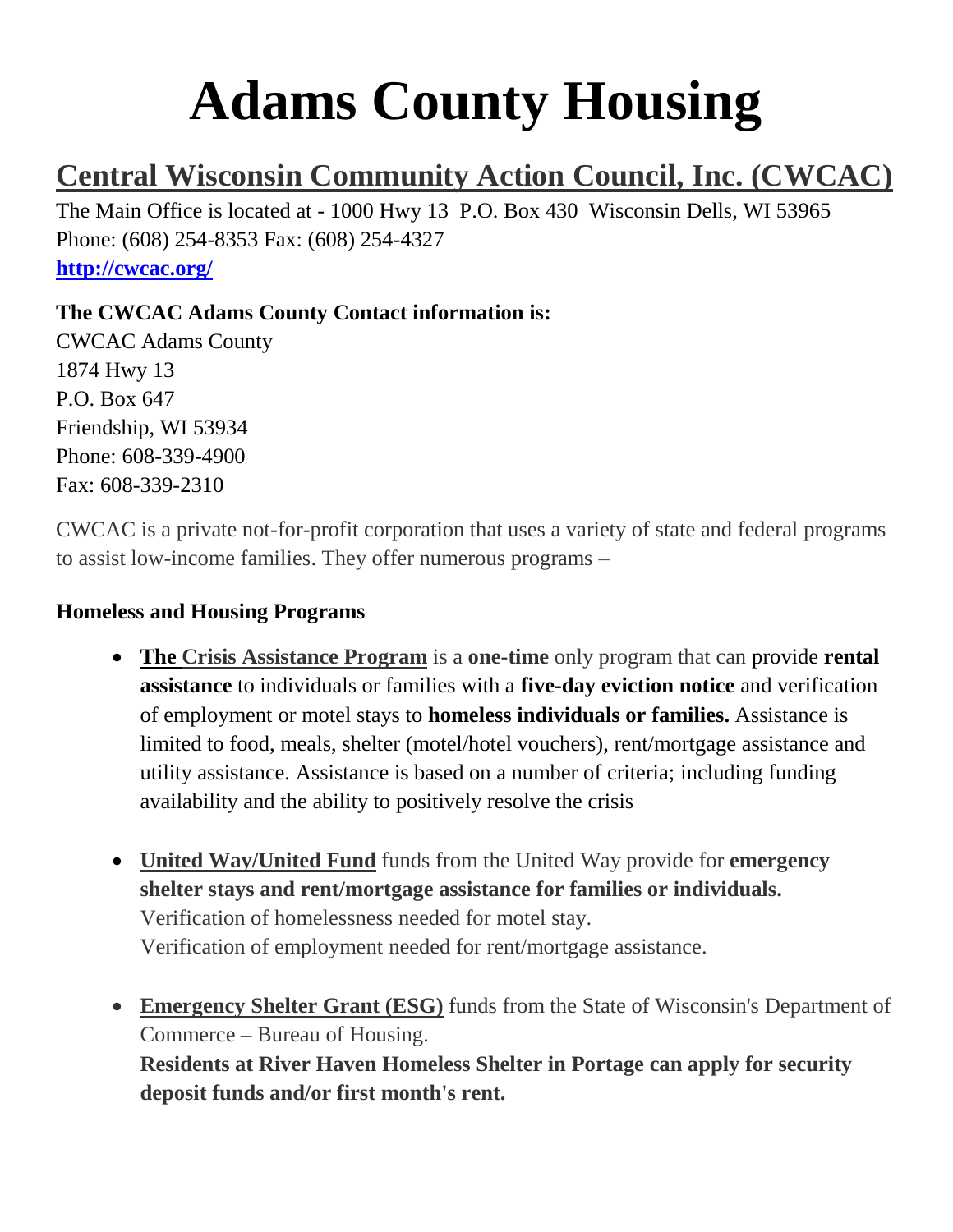# Adams County Housing

## Central Wisconsin Community Action Council, Inc. (CWCAC)

The Main Office is located at - 1000 Hwy 13 P.O. Box 430 Wisconsin Dells, WI 53965
Phone: (608) 254-8353 Fax: (608) 254-4327
**http://cwcac.org/**

**The CWCAC Adams County Contact information is:**
CWCAC Adams County
1874 Hwy 13
P.O. Box 647
Friendship, WI 53934
Phone: 608-339-4900
Fax: 608-339-2310

CWCAC is a private not-for-profit corporation that uses a variety of state and federal programs to assist low-income families. They offer numerous programs –

**Homeless and Housing Programs**

- **The Crisis Assistance Program** is a **one-time** only program that can provide **rental assistance** to individuals or families with a **five-day eviction notice** and verification of employment or motel stays to **homeless individuals or families.** Assistance is limited to food, meals, shelter (motel/hotel vouchers), rent/mortgage assistance and utility assistance. Assistance is based on a number of criteria; including funding availability and the ability to positively resolve the crisis

- **United Way/United Fund** funds from the United Way provide for **emergency shelter stays and rent/mortgage assistance for families or individuals.**
  Verification of homelessness needed for motel stay.
  Verification of employment needed for rent/mortgage assistance.

- **Emergency Shelter Grant (ESG)** funds from the State of Wisconsin's Department of Commerce – Bureau of Housing.
  **Residents at River Haven Homeless Shelter in Portage can apply for security deposit funds and/or first month's rent.**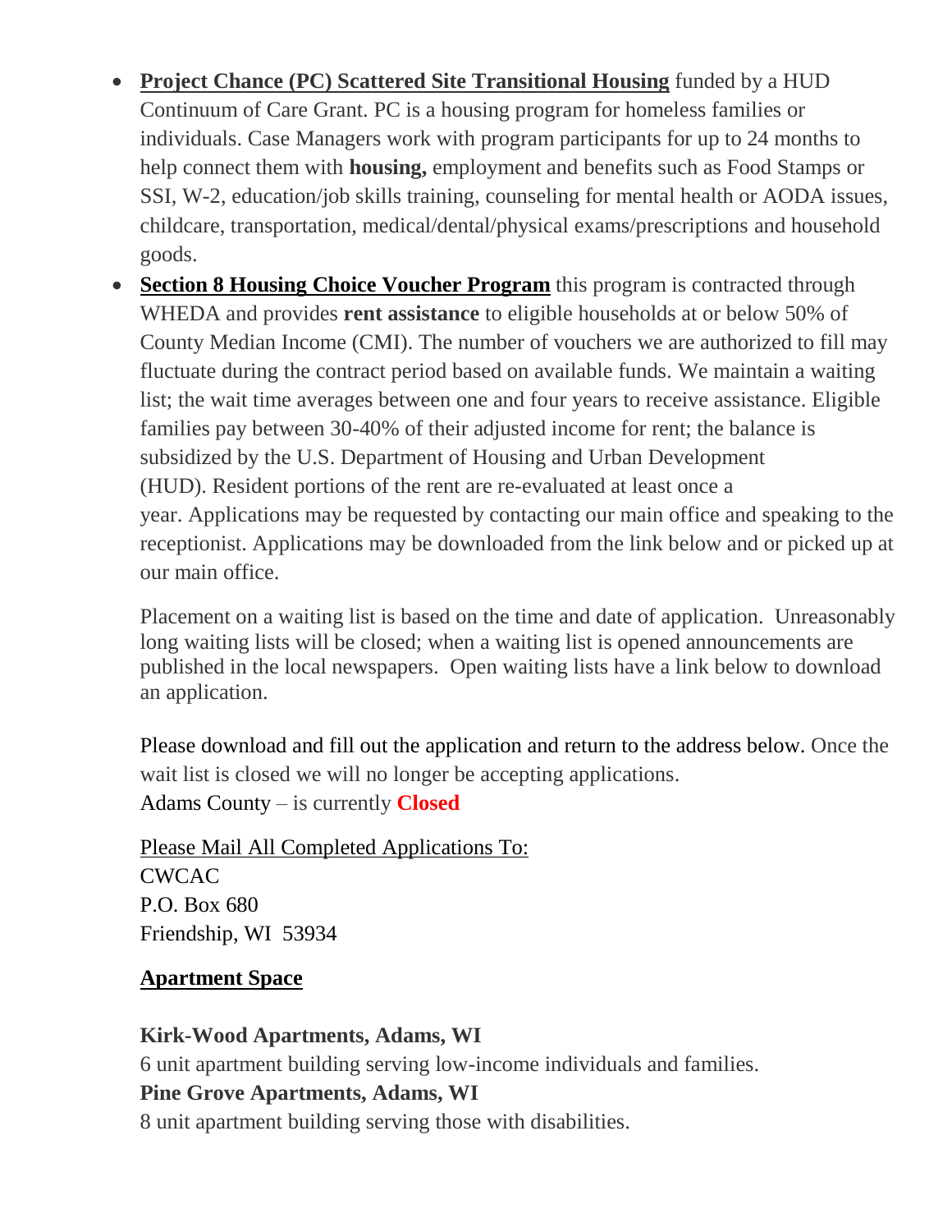- **Project Chance (PC) Scattered Site Transitional Housing** funded by a HUD Continuum of Care Grant. PC is a housing program for homeless families or individuals. Case Managers work with program participants for up to 24 months to help connect them with **housing,** employment and benefits such as Food Stamps or SSI, W-2, education/job skills training, counseling for mental health or AODA issues, childcare, transportation, medical/dental/physical exams/prescriptions and household goods.
- **Section 8 Housing Choice Voucher Program** this program is contracted through WHEDA and provides **rent assistance** to eligible households at or below 50% of County Median Income (CMI). The number of vouchers we are authorized to fill may fluctuate during the contract period based on available funds. We maintain a waiting list; the wait time averages between one and four years to receive assistance. Eligible families pay between 30-40% of their adjusted income for rent; the balance is subsidized by the U.S. Department of Housing and Urban Development (HUD). Resident portions of the rent are re-evaluated at least once a year. Applications may be requested by contacting our main office and speaking to the receptionist. Applications may be downloaded from the link below and or picked up at our main office.

  Placement on a waiting list is based on the time and date of application. Unreasonably long waiting lists will be closed; when a waiting list is opened announcements are published in the local newspapers. Open waiting lists have a link below to download an application.

  Please download and fill out the application and return to the address below. Once the wait list is closed we will no longer be accepting applications.
  Adams County – is currently **Closed**

  Please Mail All Completed Applications To:
  CWCAC
  P.O. Box 680
  Friendship, WI 53934

  **Apartment Space**

  **Kirk-Wood Apartments, Adams, WI**
  6 unit apartment building serving low-income individuals and families.
  **Pine Grove Apartments, Adams, WI**
  8 unit apartment building serving those with disabilities.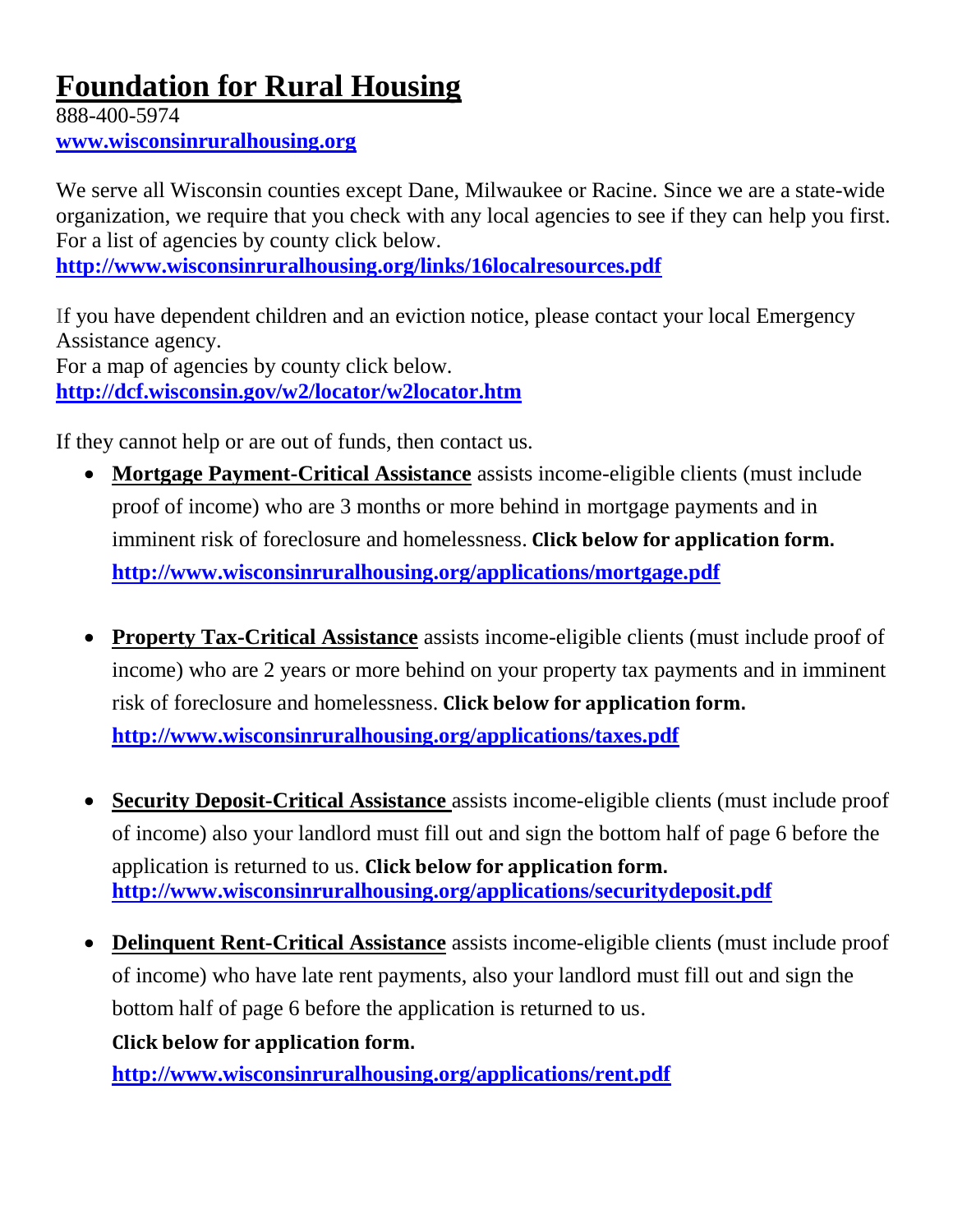# Foundation for Rural Housing

888-400-5974
**www.wisconsinruralhousing.org**

We serve all Wisconsin counties except Dane, Milwaukee or Racine. Since we are a state-wide organization, we require that you check with any local agencies to see if they can help you first. For a list of agencies by county click below.
**http://www.wisconsinruralhousing.org/links/16localresources.pdf**

If you have dependent children and an eviction notice, please contact your local Emergency Assistance agency.
For a map of agencies by county click below.
**http://dcf.wisconsin.gov/w2/locator/w2locator.htm**

If they cannot help or are out of funds, then contact us.

- **Mortgage Payment-Critical Assistance** assists income-eligible clients (must include proof of income) who are 3 months or more behind in mortgage payments and in imminent risk of foreclosure and homelessness. **Click below for application form.**
  **http://www.wisconsinruralhousing.org/applications/mortgage.pdf**

- **Property Tax-Critical Assistance** assists income-eligible clients (must include proof of income) who are 2 years or more behind on your property tax payments and in imminent risk of foreclosure and homelessness. **Click below for application form.**
  **http://www.wisconsinruralhousing.org/applications/taxes.pdf**

- **Security Deposit-Critical Assistance** assists income-eligible clients (must include proof of income) also your landlord must fill out and sign the bottom half of page 6 before the application is returned to us. **Click below for application form.**
  **http://www.wisconsinruralhousing.org/applications/securitydeposit.pdf**

- **Delinquent Rent-Critical Assistance** assists income-eligible clients (must include proof of income) who have late rent payments, also your landlord must fill out and sign the bottom half of page 6 before the application is returned to us.
  **Click below for application form.**
  **http://www.wisconsinruralhousing.org/applications/rent.pdf**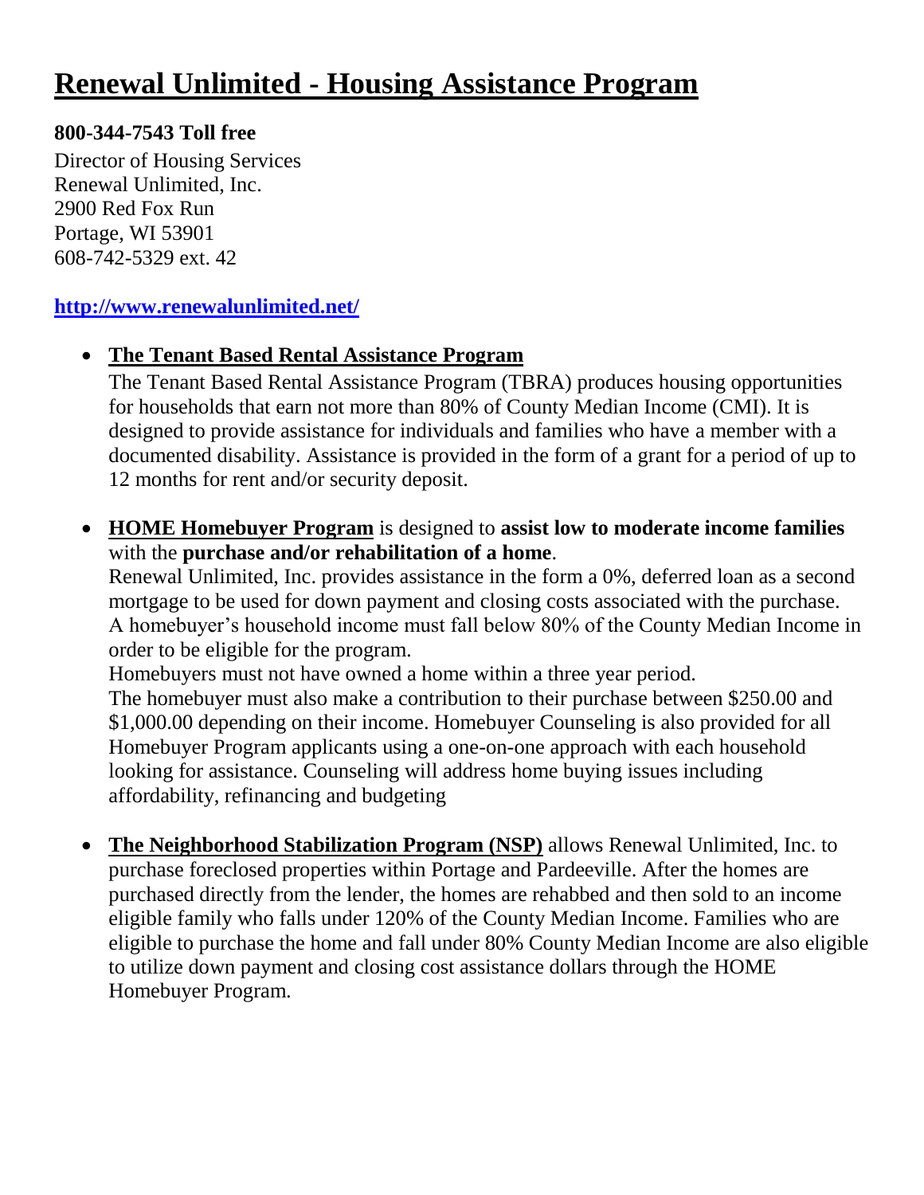# Renewal Unlimited - Housing Assistance Program

**800-344-7543 Toll free**

Director of Housing Services
Renewal Unlimited, Inc.
2900 Red Fox Run
Portage, WI 53901
608-742-5329 ext. 42

**[http://www.renewalunlimited.net/](http://www.renewalunlimited.net/)**

- **The Tenant Based Rental Assistance Program**
  The Tenant Based Rental Assistance Program (TBRA) produces housing opportunities for households that earn not more than 80% of County Median Income (CMI). It is designed to provide assistance for individuals and families who have a member with a documented disability. Assistance is provided in the form of a grant for a period of up to 12 months for rent and/or security deposit.

- **HOME Homebuyer Program** is designed to **assist low to moderate income families** with the **purchase and/or rehabilitation of a home**.
  Renewal Unlimited, Inc. provides assistance in the form a 0%, deferred loan as a second mortgage to be used for down payment and closing costs associated with the purchase. A homebuyer's household income must fall below 80% of the County Median Income in order to be eligible for the program.
  Homebuyers must not have owned a home within a three year period.
  The homebuyer must also make a contribution to their purchase between $250.00 and $1,000.00 depending on their income. Homebuyer Counseling is also provided for all Homebuyer Program applicants using a one-on-one approach with each household looking for assistance. Counseling will address home buying issues including affordability, refinancing and budgeting

- **The Neighborhood Stabilization Program (NSP)** allows Renewal Unlimited, Inc. to purchase foreclosed properties within Portage and Pardeeville. After the homes are purchased directly from the lender, the homes are rehabbed and then sold to an income eligible family who falls under 120% of the County Median Income. Families who are eligible to purchase the home and fall under 80% County Median Income are also eligible to utilize down payment and closing cost assistance dollars through the HOME Homebuyer Program.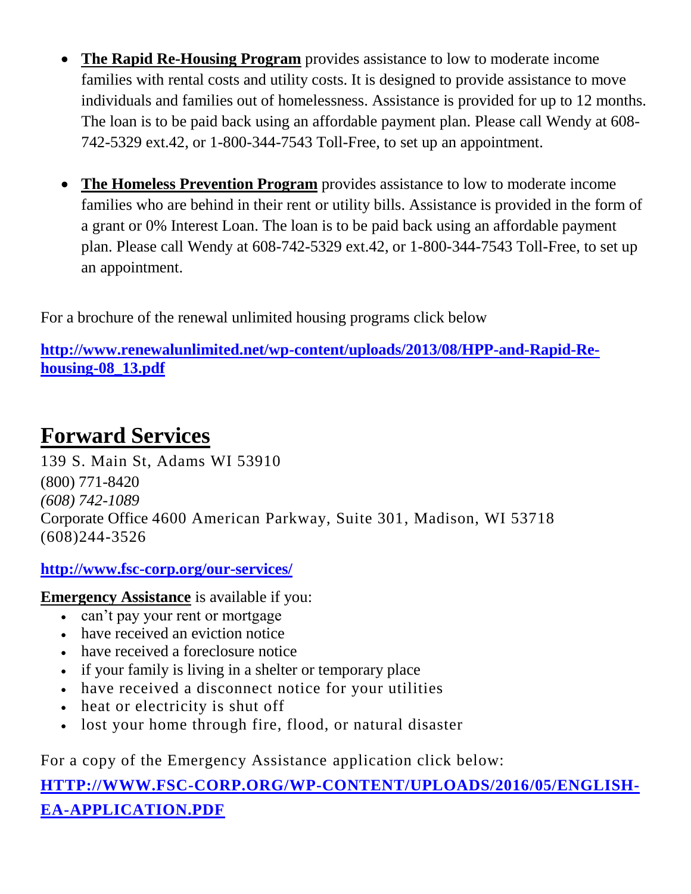- **The Rapid Re-Housing Program** provides assistance to low to moderate income families with rental costs and utility costs. It is designed to provide assistance to move individuals and families out of homelessness. Assistance is provided for up to 12 months. The loan is to be paid back using an affordable payment plan. Please call Wendy at 608-742-5329 ext.42, or 1-800-344-7543 Toll-Free, to set up an appointment.

- **The Homeless Prevention Program** provides assistance to low to moderate income families who are behind in their rent or utility bills. Assistance is provided in the form of a grant or 0% Interest Loan. The loan is to be paid back using an affordable payment plan. Please call Wendy at 608-742-5329 ext.42, or 1-800-344-7543 Toll-Free, to set up an appointment.

For a brochure of the renewal unlimited housing programs click below

**http://www.renewalunlimited.net/wp-content/uploads/2013/08/HPP-and-Rapid-Re-housing-08_13.pdf**

# Forward Services

139 S. Main St, Adams WI 53910
(800) 771-8420
*(608) 742-1089*
Corporate Office 4600 American Parkway, Suite 301, Madison, WI 53718
(608)244-3526

**http://www.fsc-corp.org/our-services/**

**Emergency Assistance** is available if you:

- can't pay your rent or mortgage
- have received an eviction notice
- have received a foreclosure notice
- if your family is living in a shelter or temporary place
- have received a disconnect notice for your utilities
- heat or electricity is shut off
- lost your home through fire, flood, or natural disaster

For a copy of the Emergency Assistance application click below:

**HTTP://WWW.FSC-CORP.ORG/WP-CONTENT/UPLOADS/2016/05/ENGLISH-EA-APPLICATION.PDF**